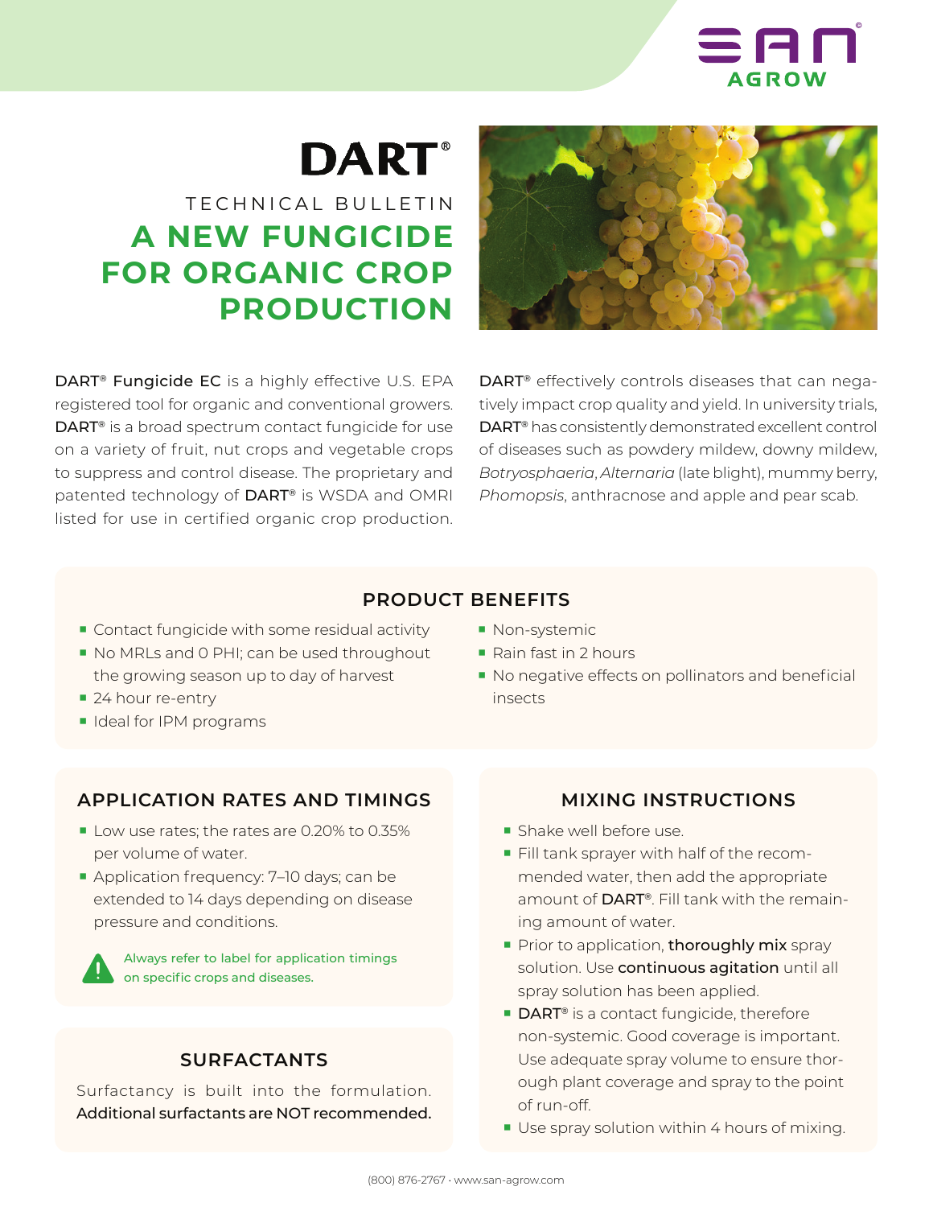SAN AGROW

# DART®

TECHNICAL BULLETIN

## A NEW FUNGICIDE FOR ORGANIC CROP PRODUCTION

**DART® Fungicide EC** is a highly effective U.S. EPA registered tool for organic and conventional growers. **DART®** is a broad spectrum contact fungicide for use on a variety of fruit, nut crops and vegetable crops to suppress and control disease. The proprietary and patented technology of **DART®** is WSDA and OMRI listed for use in certified organic crop production.

**DART®** effectively controls diseases that can negatively impact crop quality and yield. In university trials, **DART®** has consistently demonstrated excellent control of diseases such as powdery mildew, downy mildew, *Botryosphaeria*, *Alternaria* (late blight), mummy berry, *Phomopsis*, anthracnose and apple and pear scab.

### PRODUCT BENEFITS

- Contact fungicide with some residual activity
- No MRLs and 0 PHI; can be used throughout the growing season up to day of harvest
- 24 hour re-entry
- Ideal for IPM programs
- Non-systemic
- Rain fast in 2 hours
- No negative effects on pollinators and beneficial insects

### APPLICATION RATES AND TIMINGS

- Low use rates; the rates are 0.20% to 0.35% per volume of water.
- Application frequency: 7–10 days; can be extended to 14 days depending on disease pressure and conditions.

Always refer to label for application timings on specific crops and diseases.

### SURFACTANTS

Surfactancy is built into the formulation. **Additional surfactants are NOT recommended.**

### MIXING INSTRUCTIONS

- Shake well before use.
- Fill tank sprayer with half of the recommended water, then add the appropriate amount of **DART®**. Fill tank with the remaining amount of water.
- Prior to application, **thoroughly mix** spray solution. Use **continuous agitation** until all spray solution has been applied.
- **DART®** is a contact fungicide, therefore non-systemic. Good coverage is important. Use adequate spray volume to ensure thorough plant coverage and spray to the point of run-off.
- Use spray solution within 4 hours of mixing.

(800) 876-2767 · www.san-agrow.com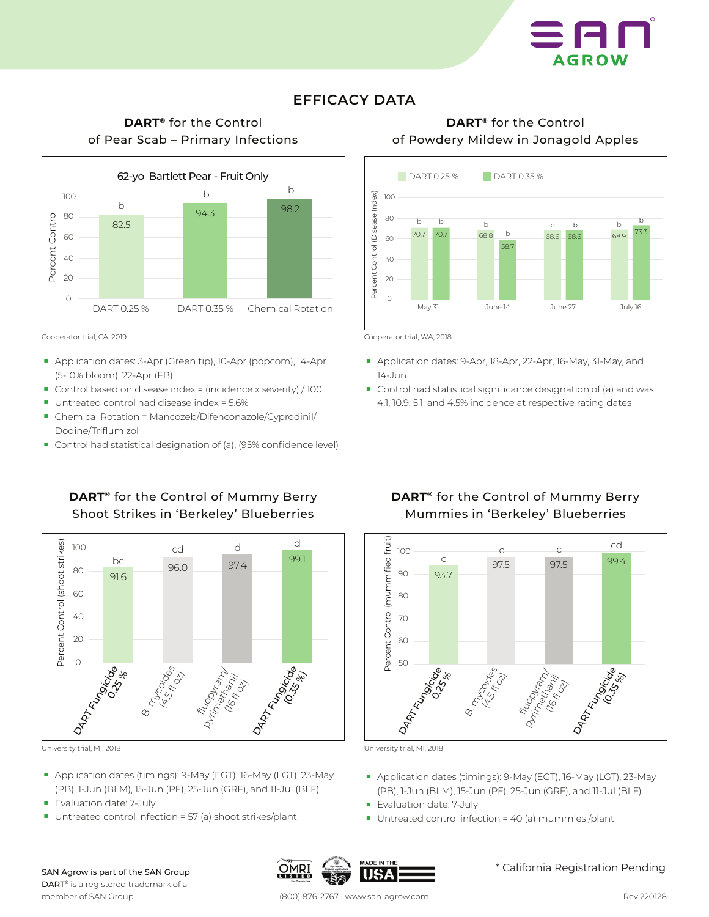## EFFICACY DATA

### DART® for the Control of Pear Scab – Primary Infections

62-yo Bartlett Pear - Fruit Only

Percent Control

100
80
60
40
20
0

b
82.5
DART 0.25 %

b
94.3
DART 0.35 %

b
98.2
Chemical Rotation

Cooperator trial, CA, 2019

- Application dates: 3-Apr (Green tip), 10-Apr (popcorn), 14-Apr (5-10% bloom), 22-Apr (FB)
- Control based on disease index = (incidence x severity) / 100
- Untreated control had disease index = 5.6%
- Chemical Rotation = Mancozeb/Difenconazole/Cyprodinil/Dodine/Triflumizol
- Control had statistical designation of (a), (95% confidence level)

### DART® for the Control of Powdery Mildew in Jonagold Apples

DART 0.25 %
DART 0.35 %

Percent Control (Disease Index)

100
80
60
40
20
0

May 31: b 70.7, b 70.7
June 14: b 68.8, b 58.7
June 27: b 68.6, b 68.6
July 16: b 68.9, b 73.3

Cooperator trial, WA, 2018

- Application dates: 9-Apr, 18-Apr, 22-Apr, 16-May, 31-May, and 14-Jun
- Control had statistical significance designation of (a) and was 4.1, 10.9, 5.1, and 4.5% incidence at respective rating dates

### DART® for the Control of Mummy Berry Shoot Strikes in 'Berkeley' Blueberries

Percent Control (shoot strikes)

100
80
60
40
20
0

bc
91.6
DART Fungicide 0.25 %

cd
96.0
B. mycoides (4.5 fl oz)

d
97.4
fluopyram/pyrimethanil (16 fl oz)

d
99.1
DART Fungicide (0.35 %)

University trial, MI, 2018

- Application dates (timings): 9-May (EGT), 16-May (LGT), 23-May (PB), 1-Jun (BLM), 15-Jun (PF), 25-Jun (GRF), and 11-Jul (BLF)
- Evaluation date: 7-July
- Untreated control infection = 57 (a) shoot strikes/plant

### DART® for the Control of Mummy Berry Mummies in 'Berkeley' Blueberries

Percent Control (mummified fruit)

100
90
80
70
60
50

c
93.7
DART Fungicide 0.25 %

c
97.5
B. mycoides (4.5 fl oz)

c
97.5
fluopyram/pyrimethanil (16 fl oz)

cd
99.4
DART Fungicide (0.35 %)

University trial, MI, 2018

- Application dates (timings): 9-May (EGT), 16-May (LGT), 23-May (PB), 1-Jun (BLM), 15-Jun (PF), 25-Jun (GRF), and 11-Jul (BLF)
- Evaluation date: 7-July
- Untreated control infection = 40 (a) mummies /plant

SAN Agrow is part of the SAN Group
DART® is a registered trademark of a member of SAN Group.

(800) 876-2767 · www.san-agrow.com

\* California Registration Pending

Rev 220128